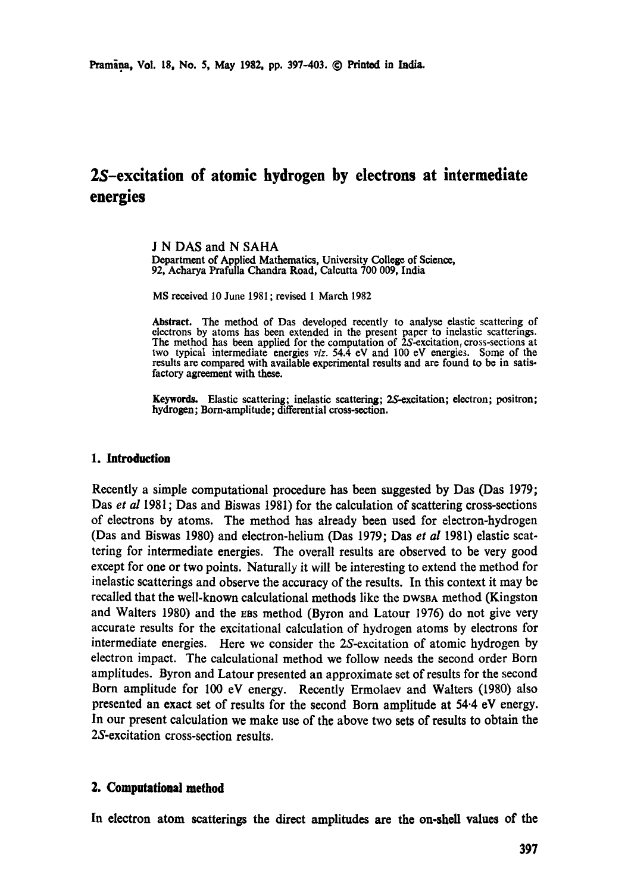# 2*S*-excitation of atomic hydrogen by electrons at intermediate energies

J N DAS and N SAHA

Department of Applied Mathematics, University College of Science, 92, Acharya Prafulla Chandra Road, Calcutta 700 009, India

MS received 10 June 1981; revised 1 March 1982

**Abstract.** The method of Das developed recently to analyse elastic scattering of electrons by atoms has been extended in the present paper to inelastic scatterings. The method has been applied for the computation of 2*S*-excitation cross-sections at two typical intermediate energies *viz.* 54.4 eV and 100 eV energies. Some of the results are compared with available experimental results and are found to be in satisfactory agreement with these.

**Keywords.** Elastic scattering; inelastic scattering; 2*S*-excitation; electron; positron; hydrogen; Born-amplitude; differential cross-section.

## 1. Introduction

Recently a simple computational procedure has been suggested by Das (Das 1979; Das *et al* 1981; Das and Biswas 1981) for the calculation of scattering cross-sections of electrons by atoms. The method has already been used for electron-hydrogen (Das and Biswas 1980) and electron-helium (Das 1979; Das *et al* 1981) elastic scattering for intermediate energies. The overall results are observed to be very good except for one or two points. Naturally it will be interesting to extend the method for inelastic scatterings and observe the accuracy of the results. In this context it may be recalled that the well-known calculational methods like the DWSBA method (Kingston and Walters 1980) and the EBS method (Byron and Latour 1976) do not give very accurate results for the excitational calculation of hydrogen atoms by electrons for intermediate energies. Here we consider the 2*S*-excitation of atomic hydrogen by electron impact. The calculational method we follow needs the second order Born amplitudes. Byron and Latour presented an approximate set of results for the second Born amplitude for 100 eV energy. Recently Ermolaev and Walters (1980) also presented an exact set of results for the second Born amplitude at 54·4 eV energy. In our present calculation we make use of the above two sets of results to obtain the 2*S*-excitation cross-section results.

## 2. Computational method

In electron atom scatterings the direct amplitudes are the on-shell values of the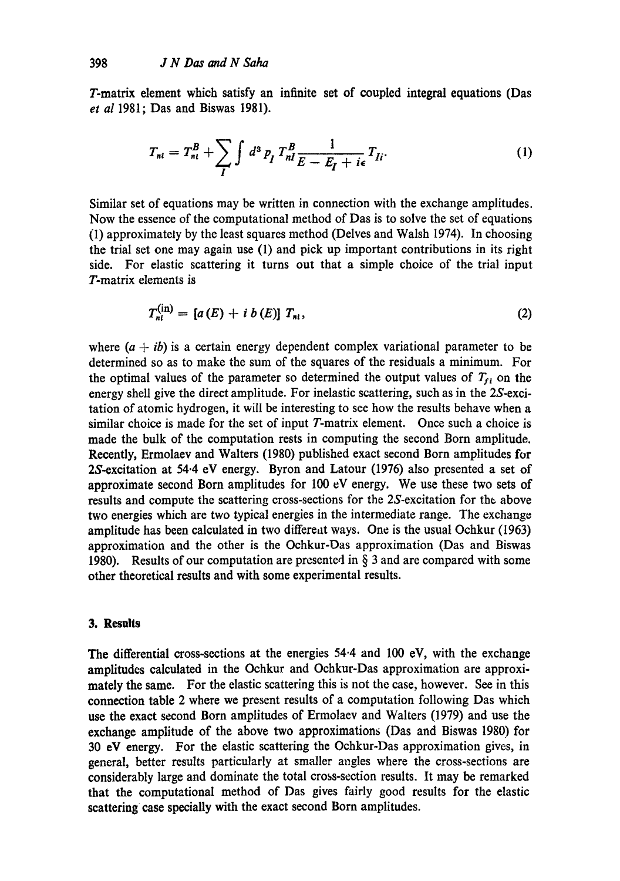*T*-matrix element which satisfy an infinite set of coupled integral equations (Das *et al* 1981; Das and Biswas 1981).

$$T_{ni} = T_{ni}^{B} + \sum_{I} \int d^3 p_I \, T_{nI}^{B} \frac{1}{E - E_I + i\epsilon} T_{Ii}. \tag{1}$$

Similar set of equations may be written in connection with the exchange amplitudes. Now the essence of the computational method of Das is to solve the set of equations (1) approximately by the least squares method (Delves and Walsh 1974). In choosing the trial set one may again use (1) and pick up important contributions in its right side. For elastic scattering it turns out that a simple choice of the trial input *T*-matrix elements is

$$T_{ni}^{(\text{in})} = [a(E) + i\, b(E)]\, T_{ni}, \tag{2}$$

where $(a + ib)$ is a certain energy dependent complex variational parameter to be determined so as to make the sum of the squares of the residuals a minimum. For the optimal values of the parameter so determined the output values of $T_{fi}$ on the energy shell give the direct amplitude. For inelastic scattering, such as in the 2*S*-excitation of atomic hydrogen, it will be interesting to see how the results behave when a similar choice is made for the set of input *T*-matrix element. Once such a choice is made the bulk of the computation rests in computing the second Born amplitude. Recently, Ermolaev and Walters (1980) published exact second Born amplitudes for 2*S*-excitation at 54·4 eV energy. Byron and Latour (1976) also presented a set of approximate second Born amplitudes for 100 eV energy. We use these two sets of results and compute the scattering cross-sections for the 2*S*-excitation for the above two energies which are two typical energies in the intermediate range. The exchange amplitude has been calculated in two different ways. One is the usual Ochkur (1963) approximation and the other is the Ochkur-Das approximation (Das and Biswas 1980). Results of our computation are presented in § 3 and are compared with some other theoretical results and with some experimental results.

## 3. Results

The differential cross-sections at the energies 54·4 and 100 eV, with the exchange amplitudes calculated in the Ochkur and Ochkur-Das approximation are approximately the same. For the elastic scattering this is not the case, however. See in this connection table 2 where we present results of a computation following Das which use the exact second Born amplitudes of Ermolaev and Walters (1979) and use the exchange amplitude of the above two approximations (Das and Biswas 1980) for 30 eV energy. For the elastic scattering the Ochkur-Das approximation gives, in general, better results particularly at smaller angles where the cross-sections are considerably large and dominate the total cross-section results. It may be remarked that the computational method of Das gives fairly good results for the elastic scattering case specially with the exact second Born amplitudes.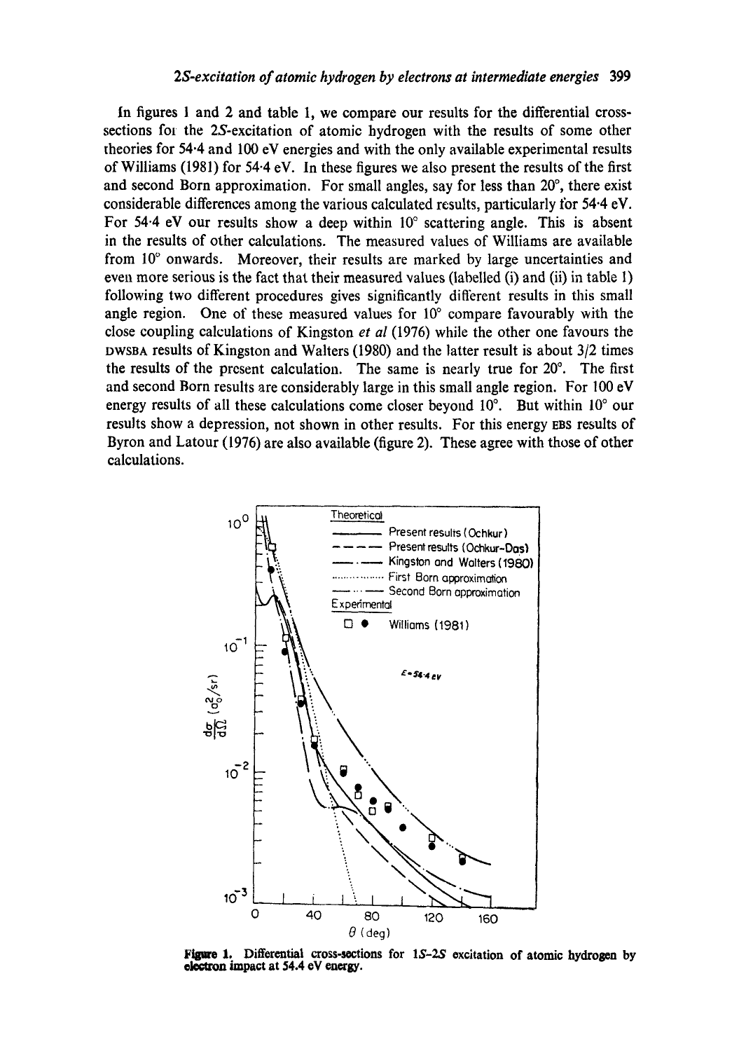In figures 1 and 2 and table 1, we compare our results for the differential cross-sections foi the 2S-excitation of atomic hydrogen with the results of some other theories for 54·4 and 100 eV energies and with the only available experimental results of Williams (1981) for 54·4 eV. In these figures we also present the results of the first and second Born approximation. For small angles, say for less than 20°, there exist considerable differences among the various calculated results, particularly for 54·4 eV. For 54·4 eV our results show a deep within 10° scattering angle. This is absent in the results of other calculations. The measured values of Williams are available from 10° onwards. Moreover, their results are marked by large uncertainties and even more serious is the fact that their measured values (labelled (i) and (ii) in table 1) following two different procedures gives significantly different results in this small angle region. One of these measured values for 10° compare favourably with the close coupling calculations of Kingston *et al* (1976) while the other one favours the DWSBA results of Kingston and Walters (1980) and the latter result is about 3/2 times the results of the present calculation. The same is nearly true for 20°. The first and second Born results are considerably large in this small angle region. For 100 eV energy results of all these calculations come closer beyond 10°. But within 10° our results show a depression, not shown in other results. For this energy EBS results of Byron and Latour (1976) are also available (figure 2). These agree with those of other calculations.

**Figure 1.** Differential cross-sections for 1S–2S excitation of atomic hydrogen by electron impact at 54.4 eV energy.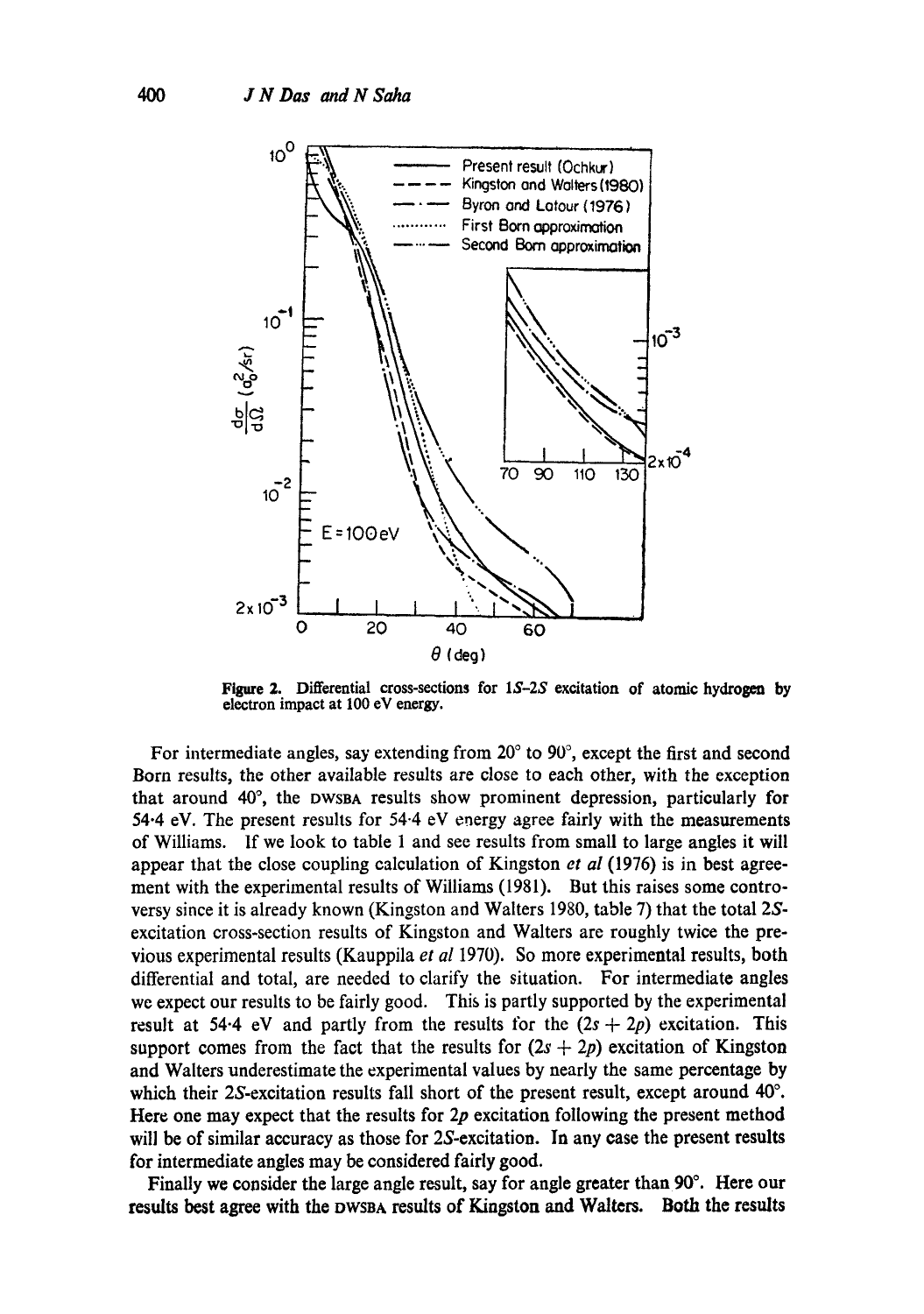**Figure 2.** Differential cross-sections for 1*S*–2*S* excitation of atomic hydrogen by electron impact at 100 eV energy.

For intermediate angles, say extending from 20° to 90°, except the first and second Born results, the other available results are close to each other, with the exception that around 40°, the DWSBA results show prominent depression, particularly for 54·4 eV. The present results for 54·4 eV energy agree fairly with the measurements of Williams. If we look to table 1 and see results from small to large angles it will appear that the close coupling calculation of Kingston *et al* (1976) is in best agreement with the experimental results of Williams (1981). But this raises some controversy since it is already known (Kingston and Walters 1980, table 7) that the total 2*S*-excitation cross-section results of Kingston and Walters are roughly twice the previous experimental results (Kauppila *et al* 1970). So more experimental results, both differential and total, are needed to clarify the situation. For intermediate angles we expect our results to be fairly good. This is partly supported by the experimental result at 54·4 eV and partly from the results for the $(2s + 2p)$ excitation. This support comes from the fact that the results for $(2s + 2p)$ excitation of Kingston and Walters underestimate the experimental values by nearly the same percentage by which their 2*S*-excitation results fall short of the present result, except around 40°. Here one may expect that the results for $2p$ excitation following the present method will be of similar accuracy as those for 2*S*-excitation. In any case the present results for intermediate angles may be considered fairly good.

Finally we consider the large angle result, say for angle greater than 90°. Here our results best agree with the DWSBA results of Kingston and Walters. Both the results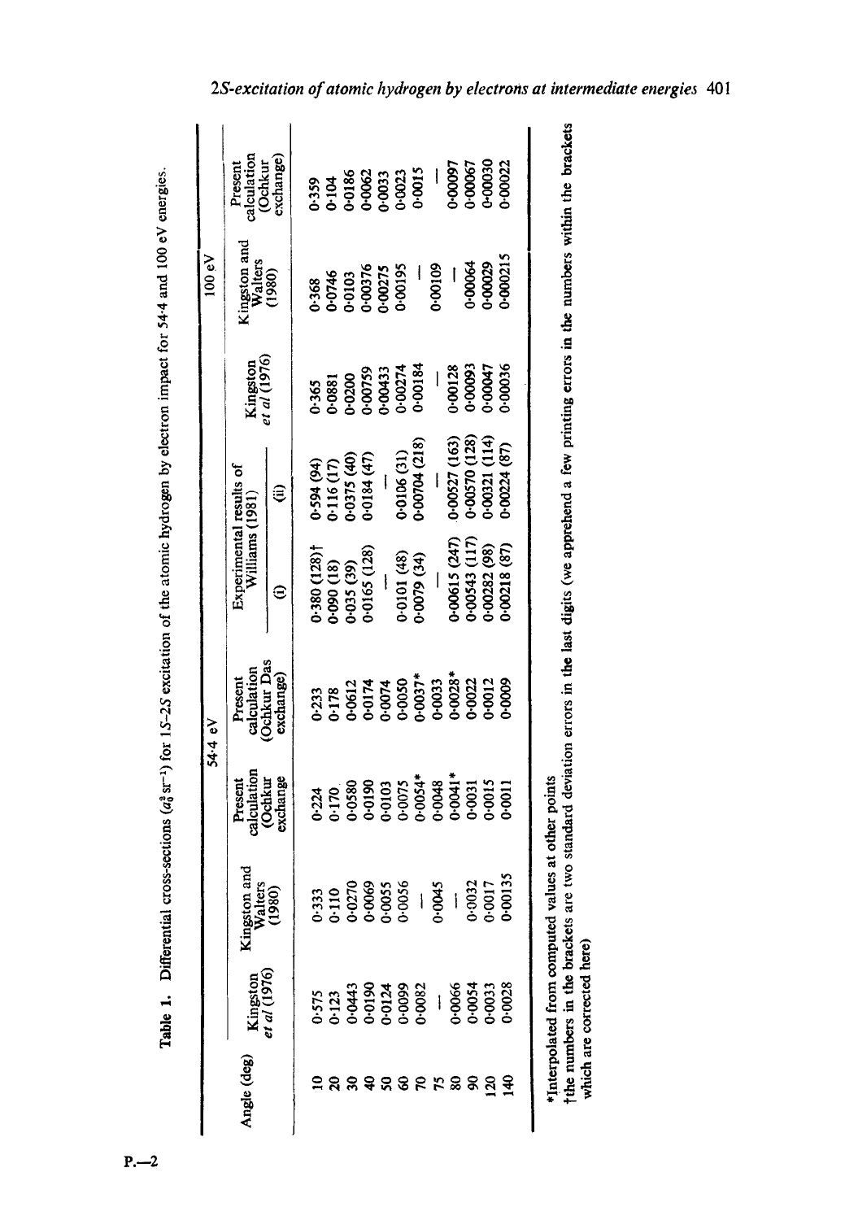**Table 1.** Differential cross-sections ($a_0^2\,sr^{-1}$) for 1S–2S excitation of the atomic hydrogen by electron impact for 54·4 and 100 eV energies.

| Angle (deg) | 54·4 eV | | | | | | 100 eV | | |
|---|---|---|---|---|---|---|---|---|---|
| | Kingston et al (1976) | Kingston and Walters (1980) | Present calculation (Ochkur exchange | Present calculation (Ochkur Das exchange) | Experimental results of Williams (1981) (i) | Experimental results of Williams (1981) (ii) | Kingston et al (1976) | Kingston and Walters (1980) | Present calculation (Ochkur exchange) |
| 10 | 0·575 | 0·333 | 0·224 | 0·233 | 0·380 (128)† | 0·594 (94) | 0·365 | 0·368 | 0·359 |
| 20 | 0·123 | 0·110 | 0·170 | 0·178 | 0·090 (18) | 0·116 (17) | 0·0881 | 0·0746 | 0·104 |
| 30 | 0·0443 | 0·0270 | 0·0580 | 0·0612 | 0·035 (39) | 0·0375 (40) | 0·0200 | 0·0103 | 0·0186 |
| 40 | 0·0190 | 0·0069 | 0·0190 | 0·0174 | 0·0165 (128) | 0·0184 (47) | 0·00759 | 0·00376 | 0·0062 |
| 50 | 0·0124 | 0·0055 | 0·0103 | 0·0074 | — | — | 0·00433 | 0·00275 | 0·0033 |
| 60 | 0·0099 | 0·0056 | 0·0075 | 0·0050 | 0·0101 (48) | 0·0106 (31) | 0·00274 | 0·00195 | 0·0023 |
| 70 | 0·0082 | — | 0·0054* | 0·0037* | 0·0079 (34) | 0·00704 (218) | 0·00184 | — | 0·0015 |
| 75 | — | 0·0045 | 0·0048 | 0·0033 | — | — | — | 0·00109 | — |
| 80 | 0·0066 | — | 0·0041* | 0·0028* | 0·00615 (247) | 0·00527 (163) | 0·00128 | — | 0·00097 |
| 90 | 0·0054 | 0·0032 | 0·0031 | 0·0022 | 0·00543 (117) | 0·00570 (128) | 0·00093 | 0·00064 | 0·00067 |
| 120 | 0·0033 | 0·0017 | 0·0015 | 0·0012 | 0·00282 (98) | 0·00321 (114) | 0·00047 | 0·00029 | 0·00030 |
| 140 | 0·0028 | 0·00135 | 0·0011 | 0·0009 | 0·00218 (87) | 0·00224 (87) | 0·00036 | 0·000215 | 0·00022 |

*Interpolated from computed values at other points

†the numbers in the brackets are two standard deviation errors in the last digits (we apprehend a few printing errors in the numbers within the brackets which are corrected here)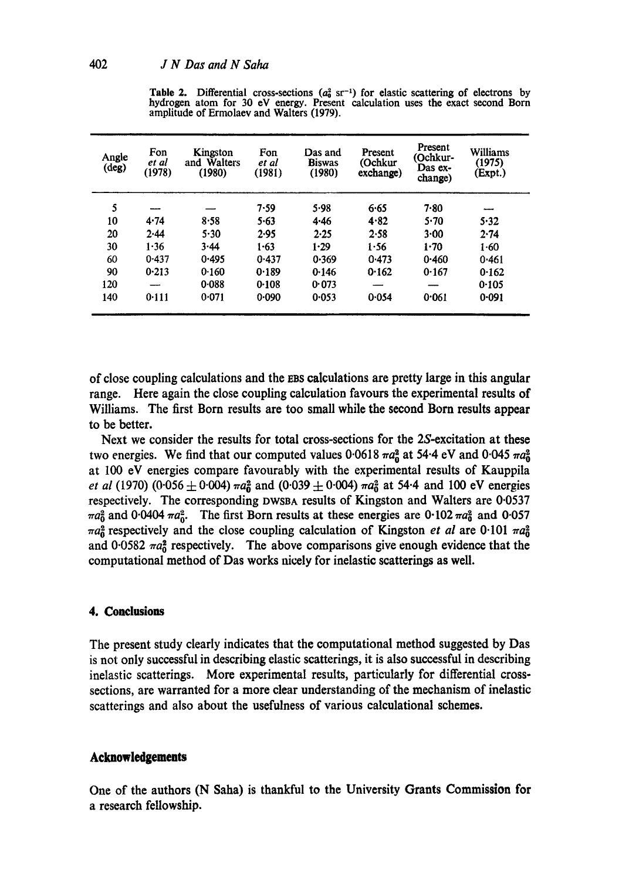**Table 2.** Differential cross-sections ($a_0^2$ sr$^{-1}$) for elastic scattering of electrons by hydrogen atom for 30 eV energy. Present calculation uses the exact second Born amplitude of Ermolaev and Walters (1979).

| Angle (deg) | Fon *et al* (1978) | Kingston and Walters (1980) | Fon *et al* (1981) | Das and Biswas (1980) | Present (Ochkur exchange) | Present (Ochkur-Das exchange) | Williams (1975) (Expt.) |
|---|---|---|---|---|---|---|---|
| 5 | — | — | 7·59 | 5·98 | 6·65 | 7·80 | — |
| 10 | 4·74 | 8·58 | 5·63 | 4·46 | 4·82 | 5·70 | 5·32 |
| 20 | 2·44 | 5·30 | 2·95 | 2·25 | 2·58 | 3·00 | 2·74 |
| 30 | 1·36 | 3·44 | 1·63 | 1·29 | 1·56 | 1·70 | 1·60 |
| 60 | 0·437 | 0·495 | 0·437 | 0·369 | 0·473 | 0·460 | 0·461 |
| 90 | 0·213 | 0·160 | 0·189 | 0·146 | 0·162 | 0·167 | 0·162 |
| 120 | — | 0·088 | 0·108 | 0·073 | — | — | 0·105 |
| 140 | 0·111 | 0·071 | 0·090 | 0·053 | 0·054 | 0·061 | 0·091 |

of close coupling calculations and the EBS calculations are pretty large in this angular range. Here again the close coupling calculation favours the experimental results of Williams. The first Born results are too small while the second Born results appear to be better.

Next we consider the results for total cross-sections for the 2*S*-excitation at these two energies. We find that our computed values 0·0618 $\pi a_0^2$ at 54·4 eV and 0·045 $\pi a_0^2$ at 100 eV energies compare favourably with the experimental results of Kauppila *et al* (1970) (0·056 $\pm$ 0·004) $\pi a_0^2$ and (0·039 $\pm$ 0·004) $\pi a_0^2$ at 54·4 and 100 eV energies respectively. The corresponding DWSBA results of Kingston and Walters are 0·0537 $\pi a_0^2$ and 0·0404 $\pi a_0^2$. The first Born results at these energies are 0·102 $\pi a_0^2$ and 0·057 $\pi a_0^2$ respectively and the close coupling calculation of Kingston *et al* are 0·101 $\pi a_0^2$ and 0·0582 $\pi a_0^2$ respectively. The above comparisons give enough evidence that the computational method of Das works nicely for inelastic scatterings as well.

## 4. Conclusions

The present study clearly indicates that the computational method suggested by Das is not only successful in describing elastic scatterings, it is also successful in describing inelastic scatterings. More experimental results, particularly for differential cross-sections, are warranted for a more clear understanding of the mechanism of inelastic scatterings and also about the usefulness of various calculational schemes.

## Acknowledgements

One of the authors (N Saha) is thankful to the University Grants Commission for a research fellowship.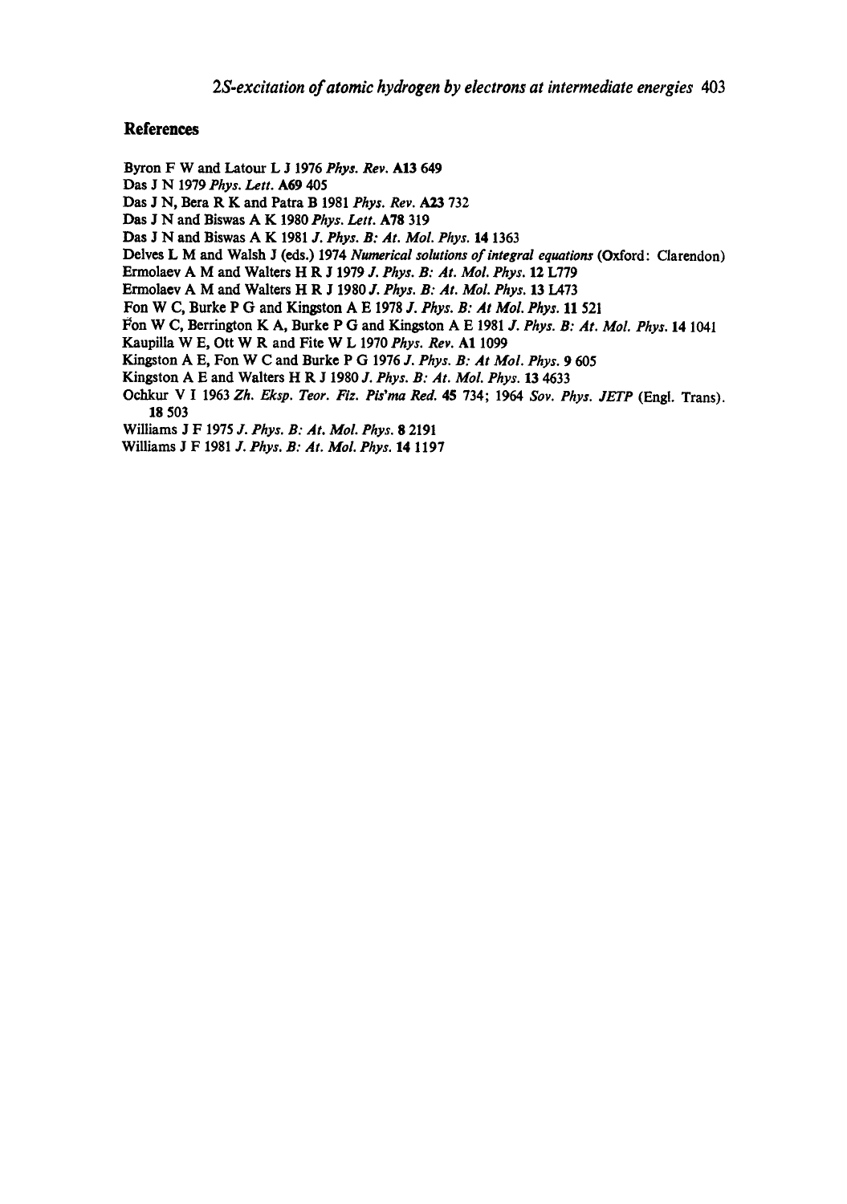## References

Byron F W and Latour L J 1976 *Phys. Rev.* **A13** 649

Das J N 1979 *Phys. Lett.* **A69** 405

Das J N, Bera R K and Patra B 1981 *Phys. Rev.* **A23** 732

Das J N and Biswas A K 1980 *Phys. Lett.* **A78** 319

Das J N and Biswas A K 1981 *J. Phys. B: At. Mol. Phys.* **14** 1363

Delves L M and Walsh J (eds.) 1974 *Numerical solutions of integral equations* (Oxford: Clarendon)

Ermolaev A M and Walters H R J 1979 *J. Phys. B: At. Mol. Phys.* **12** L779

Ermolaev A M and Walters H R J 1980 *J. Phys. B: At. Mol. Phys.* **13** L473

Fon W C, Burke P G and Kingston A E 1978 *J. Phys. B: At Mol. Phys.* **11** 521

Fon W C, Berrington K A, Burke P G and Kingston A E 1981 *J. Phys. B: At. Mol. Phys.* **14** 1041

Kaupilla W E, Ott W R and Fite W L 1970 *Phys. Rev.* **A1** 1099

Kingston A E, Fon W C and Burke P G 1976 *J. Phys. B: At Mol. Phys.* **9** 605

Kingston A E and Walters H R J 1980 *J. Phys. B: At. Mol. Phys.* **13** 4633

Ochkur V I 1963 *Zh. Eksp. Teor. Fiz. Pis'ma Red.* **45** 734; 1964 *Sov. Phys. JETP* (Engl. Trans). **18** 503

Williams J F 1975 *J. Phys. B: At. Mol. Phys.* **8** 2191

Williams J F 1981 *J. Phys. B: At. Mol. Phys.* **14** 1197